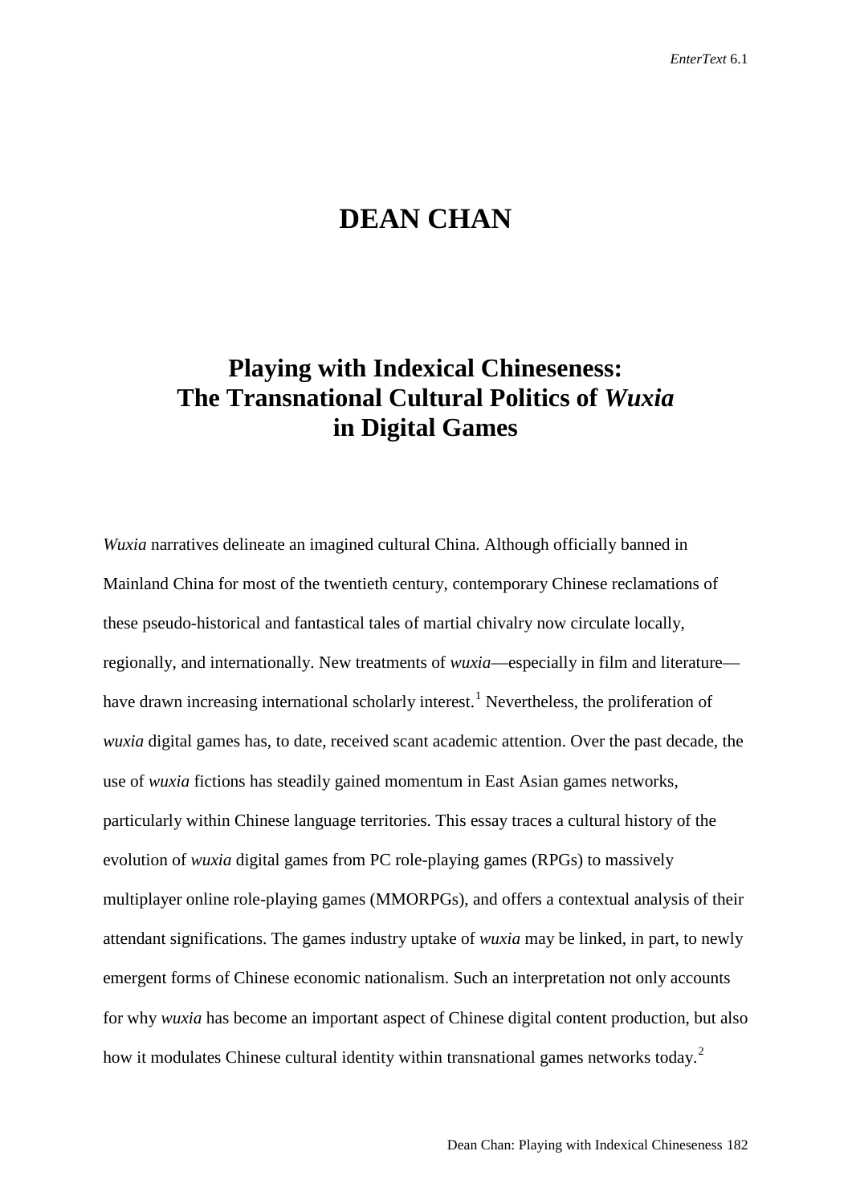# DEAN CHAN

## Playing with Indexical Chineseness: The Transnational Cultural Politics of *Wuxia* in Digital Games

*Wuxia* narratives delineate an imagined cultural China. Although officially banned in Mainland China for most of the twentieth century, contemporary Chinese reclamations of these pseudo-historical and fantastical tales of martial chivalry now circulate locally, regionally, and internationally. New treatments of *wuxia*—especially in film and literature—have drawn increasing international scholarly interest.[1] Nevertheless, the proliferation of *wuxia* digital games has, to date, received scant academic attention. Over the past decade, the use of *wuxia* fictions has steadily gained momentum in East Asian games networks, particularly within Chinese language territories. This essay traces a cultural history of the evolution of *wuxia* digital games from PC role-playing games (RPGs) to massively multiplayer online role-playing games (MMORPGs), and offers a contextual analysis of their attendant significations. The games industry uptake of *wuxia* may be linked, in part, to newly emergent forms of Chinese economic nationalism. Such an interpretation not only accounts for why *wuxia* has become an important aspect of Chinese digital content production, but also how it modulates Chinese cultural identity within transnational games networks today.[2]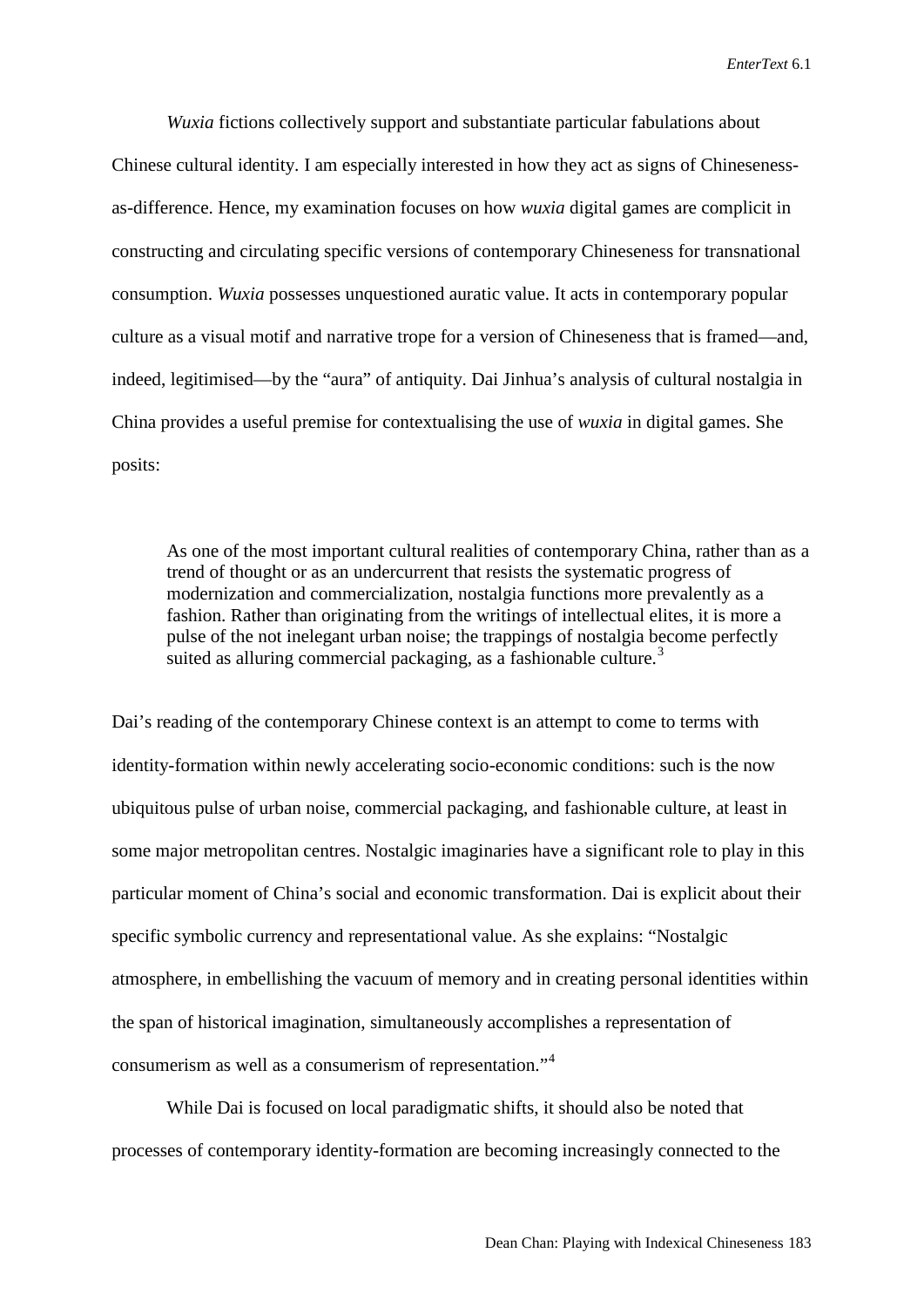*Wuxia* fictions collectively support and substantiate particular fabulations about Chinese cultural identity. I am especially interested in how they act as signs of Chineseness-as-difference. Hence, my examination focuses on how *wuxia* digital games are complicit in constructing and circulating specific versions of contemporary Chineseness for transnational consumption. *Wuxia* possesses unquestioned auratic value. It acts in contemporary popular culture as a visual motif and narrative trope for a version of Chineseness that is framed—and, indeed, legitimised—by the "aura" of antiquity. Dai Jinhua's analysis of cultural nostalgia in China provides a useful premise for contextualising the use of *wuxia* in digital games. She posits:

> As one of the most important cultural realities of contemporary China, rather than as a trend of thought or as an undercurrent that resists the systematic progress of modernization and commercialization, nostalgia functions more prevalently as a fashion. Rather than originating from the writings of intellectual elites, it is more a pulse of the not inelegant urban noise; the trappings of nostalgia become perfectly suited as alluring commercial packaging, as a fashionable culture.[3]

Dai's reading of the contemporary Chinese context is an attempt to come to terms with identity-formation within newly accelerating socio-economic conditions: such is the now ubiquitous pulse of urban noise, commercial packaging, and fashionable culture, at least in some major metropolitan centres. Nostalgic imaginaries have a significant role to play in this particular moment of China's social and economic transformation. Dai is explicit about their specific symbolic currency and representational value. As she explains: "Nostalgic atmosphere, in embellishing the vacuum of memory and in creating personal identities within the span of historical imagination, simultaneously accomplishes a representation of consumerism as well as a consumerism of representation."[4]

While Dai is focused on local paradigmatic shifts, it should also be noted that processes of contemporary identity-formation are becoming increasingly connected to the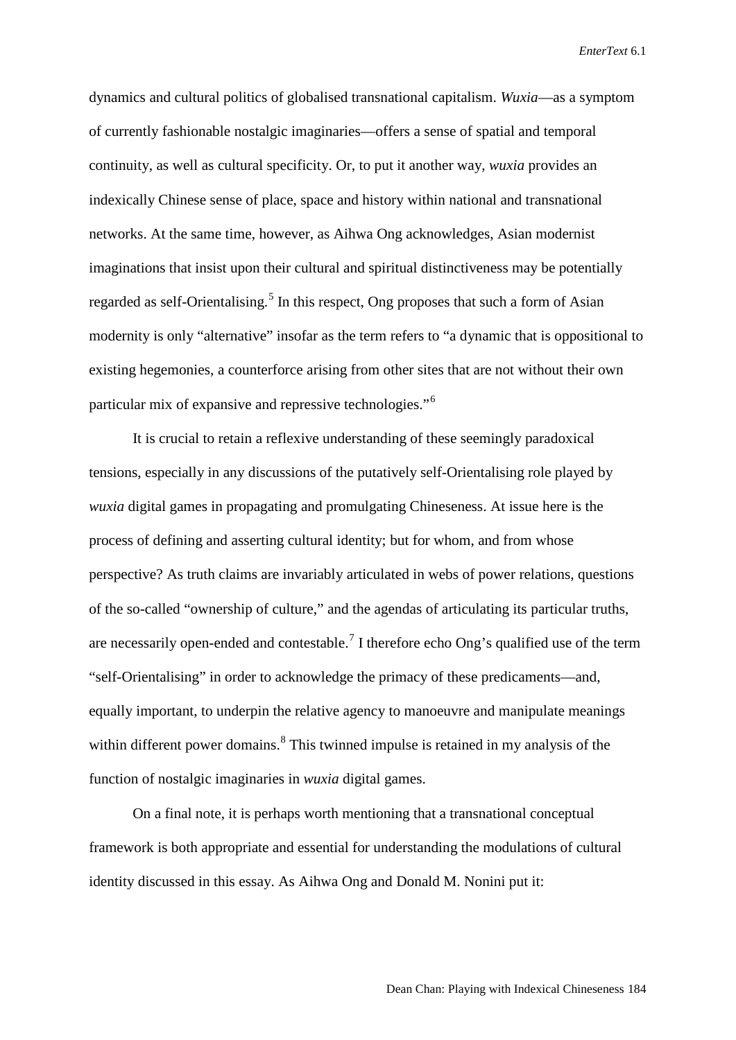dynamics and cultural politics of globalised transnational capitalism. *Wuxia*—as a symptom of currently fashionable nostalgic imaginaries—offers a sense of spatial and temporal continuity, as well as cultural specificity. Or, to put it another way, *wuxia* provides an indexically Chinese sense of place, space and history within national and transnational networks. At the same time, however, as Aihwa Ong acknowledges, Asian modernist imaginations that insist upon their cultural and spiritual distinctiveness may be potentially regarded as self-Orientalising.[5] In this respect, Ong proposes that such a form of Asian modernity is only "alternative" insofar as the term refers to "a dynamic that is oppositional to existing hegemonies, a counterforce arising from other sites that are not without their own particular mix of expansive and repressive technologies."[6]

It is crucial to retain a reflexive understanding of these seemingly paradoxical tensions, especially in any discussions of the putatively self-Orientalising role played by *wuxia* digital games in propagating and promulgating Chineseness. At issue here is the process of defining and asserting cultural identity; but for whom, and from whose perspective? As truth claims are invariably articulated in webs of power relations, questions of the so-called "ownership of culture," and the agendas of articulating its particular truths, are necessarily open-ended and contestable.[7] I therefore echo Ong's qualified use of the term "self-Orientalising" in order to acknowledge the primacy of these predicaments—and, equally important, to underpin the relative agency to manoeuvre and manipulate meanings within different power domains.[8] This twinned impulse is retained in my analysis of the function of nostalgic imaginaries in *wuxia* digital games.

On a final note, it is perhaps worth mentioning that a transnational conceptual framework is both appropriate and essential for understanding the modulations of cultural identity discussed in this essay. As Aihwa Ong and Donald M. Nonini put it: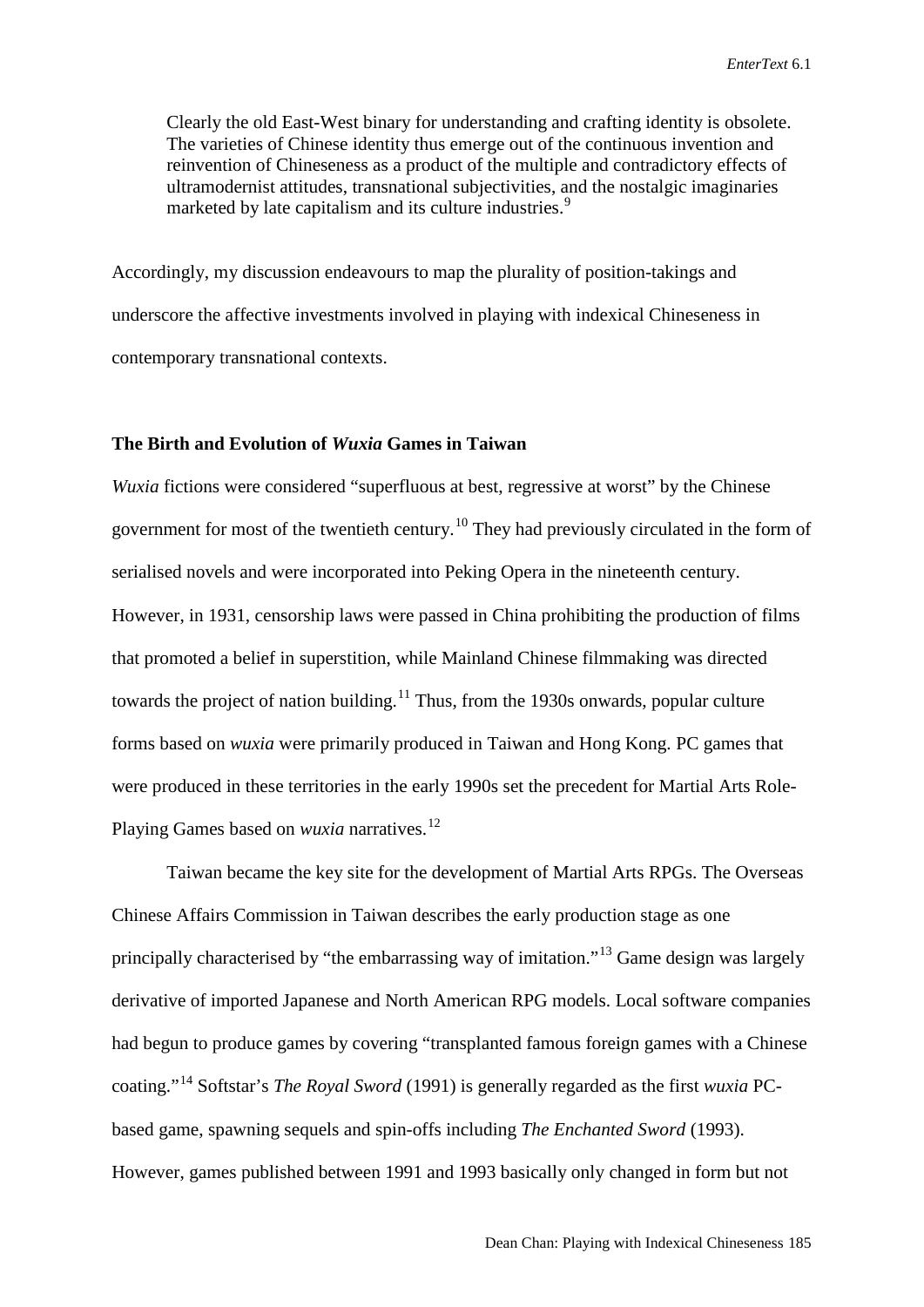> Clearly the old East-West binary for understanding and crafting identity is obsolete. The varieties of Chinese identity thus emerge out of the continuous invention and reinvention of Chineseness as a product of the multiple and contradictory effects of ultramodernist attitudes, transnational subjectivities, and the nostalgic imaginaries marketed by late capitalism and its culture industries.[9]

Accordingly, my discussion endeavours to map the plurality of position-takings and underscore the affective investments involved in playing with indexical Chineseness in contemporary transnational contexts.

## The Birth and Evolution of *Wuxia* Games in Taiwan

*Wuxia* fictions were considered "superfluous at best, regressive at worst" by the Chinese government for most of the twentieth century.[10] They had previously circulated in the form of serialised novels and were incorporated into Peking Opera in the nineteenth century. However, in 1931, censorship laws were passed in China prohibiting the production of films that promoted a belief in superstition, while Mainland Chinese filmmaking was directed towards the project of nation building.[11] Thus, from the 1930s onwards, popular culture forms based on *wuxia* were primarily produced in Taiwan and Hong Kong. PC games that were produced in these territories in the early 1990s set the precedent for Martial Arts Role-Playing Games based on *wuxia* narratives.[12]

Taiwan became the key site for the development of Martial Arts RPGs. The Overseas Chinese Affairs Commission in Taiwan describes the early production stage as one principally characterised by "the embarrassing way of imitation."[13] Game design was largely derivative of imported Japanese and North American RPG models. Local software companies had begun to produce games by covering "transplanted famous foreign games with a Chinese coating."[14] Softstar's *The Royal Sword* (1991) is generally regarded as the first *wuxia* PC-based game, spawning sequels and spin-offs including *The Enchanted Sword* (1993). However, games published between 1991 and 1993 basically only changed in form but not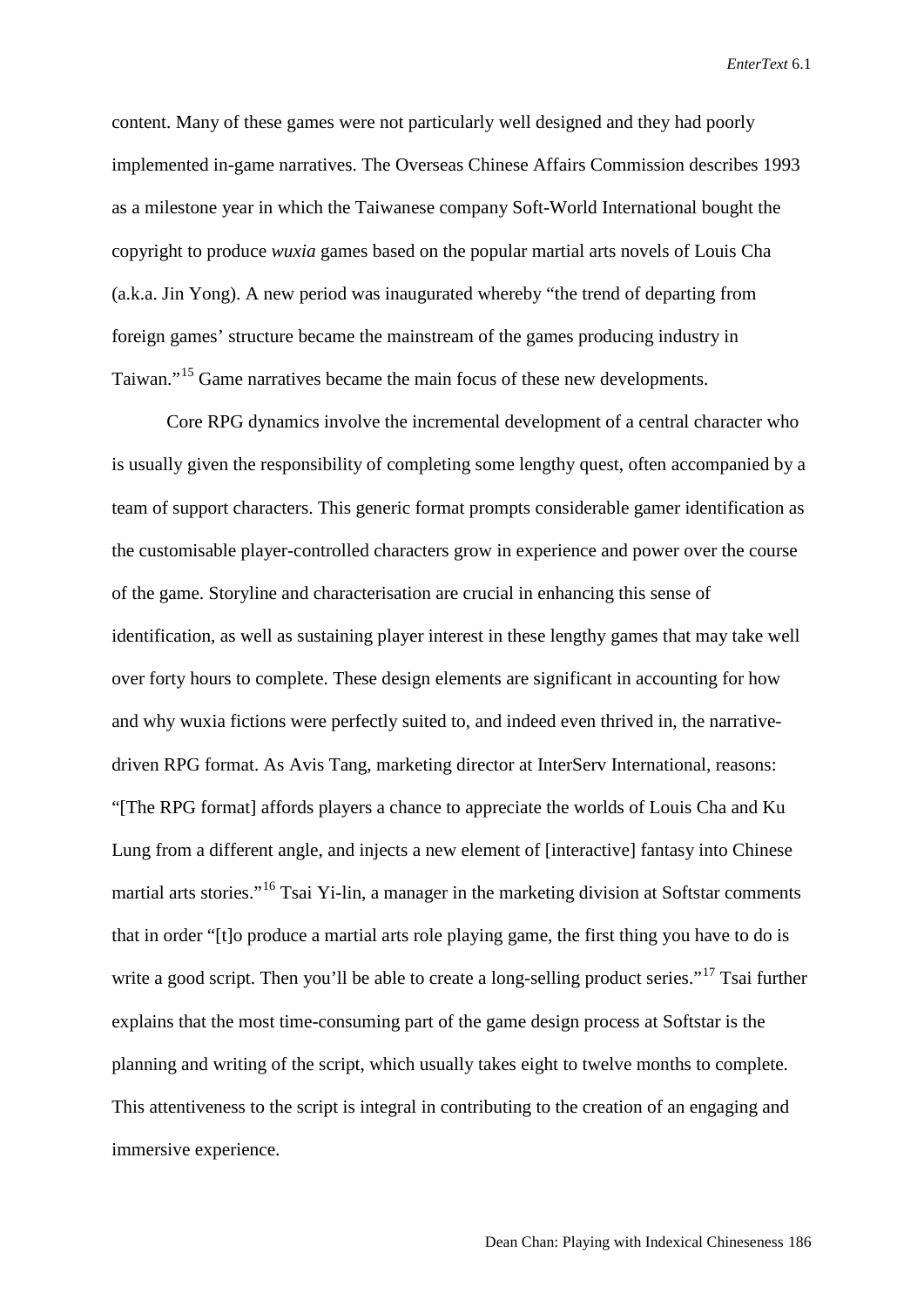content. Many of these games were not particularly well designed and they had poorly implemented in-game narratives. The Overseas Chinese Affairs Commission describes 1993 as a milestone year in which the Taiwanese company Soft-World International bought the copyright to produce *wuxia* games based on the popular martial arts novels of Louis Cha (a.k.a. Jin Yong). A new period was inaugurated whereby "the trend of departing from foreign games' structure became the mainstream of the games producing industry in Taiwan."[15] Game narratives became the main focus of these new developments.

Core RPG dynamics involve the incremental development of a central character who is usually given the responsibility of completing some lengthy quest, often accompanied by a team of support characters. This generic format prompts considerable gamer identification as the customisable player-controlled characters grow in experience and power over the course of the game. Storyline and characterisation are crucial in enhancing this sense of identification, as well as sustaining player interest in these lengthy games that may take well over forty hours to complete. These design elements are significant in accounting for how and why wuxia fictions were perfectly suited to, and indeed even thrived in, the narrative-driven RPG format. As Avis Tang, marketing director at InterServ International, reasons: "[The RPG format] affords players a chance to appreciate the worlds of Louis Cha and Ku Lung from a different angle, and injects a new element of [interactive] fantasy into Chinese martial arts stories."[16] Tsai Yi-lin, a manager in the marketing division at Softstar comments that in order "[t]o produce a martial arts role playing game, the first thing you have to do is write a good script. Then you'll be able to create a long-selling product series."[17] Tsai further explains that the most time-consuming part of the game design process at Softstar is the planning and writing of the script, which usually takes eight to twelve months to complete. This attentiveness to the script is integral in contributing to the creation of an engaging and immersive experience.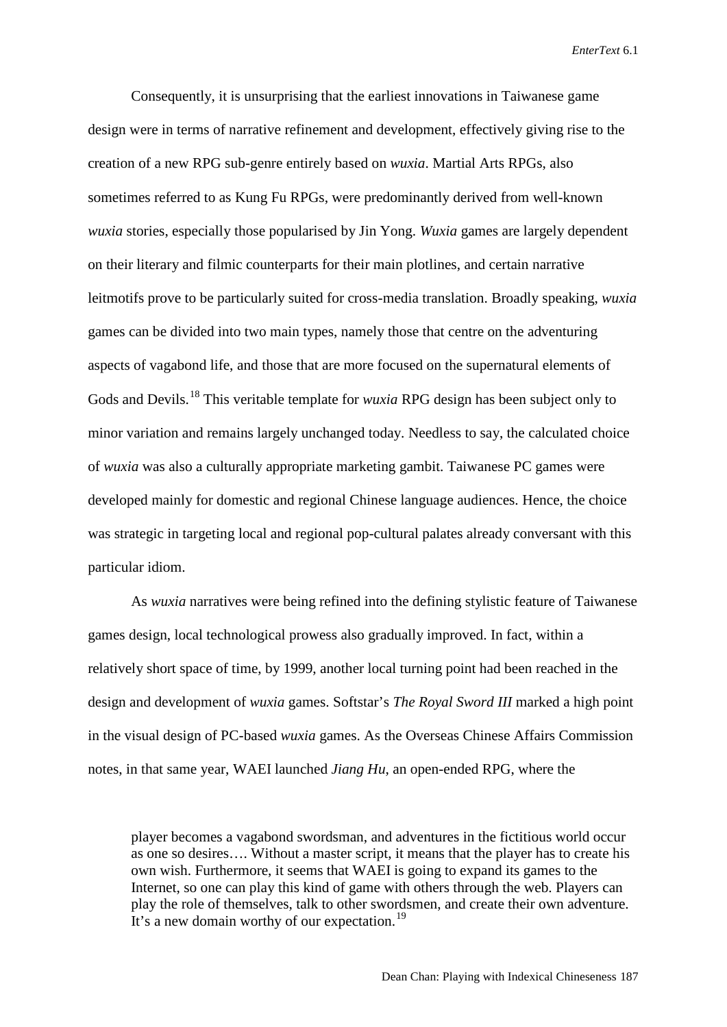Consequently, it is unsurprising that the earliest innovations in Taiwanese game design were in terms of narrative refinement and development, effectively giving rise to the creation of a new RPG sub-genre entirely based on *wuxia*. Martial Arts RPGs, also sometimes referred to as Kung Fu RPGs, were predominantly derived from well-known *wuxia* stories, especially those popularised by Jin Yong. *Wuxia* games are largely dependent on their literary and filmic counterparts for their main plotlines, and certain narrative leitmotifs prove to be particularly suited for cross-media translation. Broadly speaking, *wuxia* games can be divided into two main types, namely those that centre on the adventuring aspects of vagabond life, and those that are more focused on the supernatural elements of Gods and Devils.[18] This veritable template for *wuxia* RPG design has been subject only to minor variation and remains largely unchanged today. Needless to say, the calculated choice of *wuxia* was also a culturally appropriate marketing gambit. Taiwanese PC games were developed mainly for domestic and regional Chinese language audiences. Hence, the choice was strategic in targeting local and regional pop-cultural palates already conversant with this particular idiom.

As *wuxia* narratives were being refined into the defining stylistic feature of Taiwanese games design, local technological prowess also gradually improved. In fact, within a relatively short space of time, by 1999, another local turning point had been reached in the design and development of *wuxia* games. Softstar's *The Royal Sword III* marked a high point in the visual design of PC-based *wuxia* games. As the Overseas Chinese Affairs Commission notes, in that same year, WAEI launched *Jiang Hu*, an open-ended RPG, where the

> player becomes a vagabond swordsman, and adventures in the fictitious world occur as one so desires…. Without a master script, it means that the player has to create his own wish. Furthermore, it seems that WAEI is going to expand its games to the Internet, so one can play this kind of game with others through the web. Players can play the role of themselves, talk to other swordsmen, and create their own adventure. It's a new domain worthy of our expectation.[19]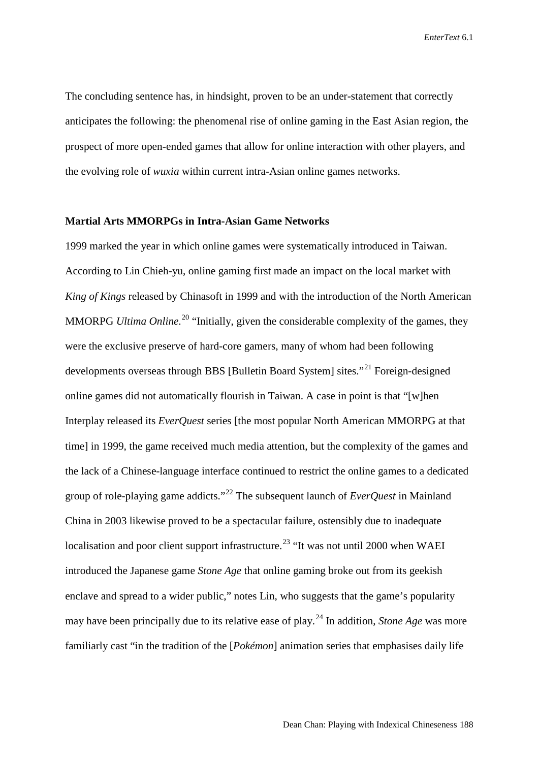The concluding sentence has, in hindsight, proven to be an under-statement that correctly anticipates the following: the phenomenal rise of online gaming in the East Asian region, the prospect of more open-ended games that allow for online interaction with other players, and the evolving role of *wuxia* within current intra-Asian online games networks.

## Martial Arts MMORPGs in Intra-Asian Game Networks

1999 marked the year in which online games were systematically introduced in Taiwan. According to Lin Chieh-yu, online gaming first made an impact on the local market with *King of Kings* released by Chinasoft in 1999 and with the introduction of the North American MMORPG *Ultima Online*.[20] "Initially, given the considerable complexity of the games, they were the exclusive preserve of hard-core gamers, many of whom had been following developments overseas through BBS [Bulletin Board System] sites."[21] Foreign-designed online games did not automatically flourish in Taiwan. A case in point is that "[w]hen Interplay released its *EverQuest* series [the most popular North American MMORPG at that time] in 1999, the game received much media attention, but the complexity of the games and the lack of a Chinese-language interface continued to restrict the online games to a dedicated group of role-playing game addicts."[22] The subsequent launch of *EverQuest* in Mainland China in 2003 likewise proved to be a spectacular failure, ostensibly due to inadequate localisation and poor client support infrastructure.[23] "It was not until 2000 when WAEI introduced the Japanese game *Stone Age* that online gaming broke out from its geekish enclave and spread to a wider public," notes Lin, who suggests that the game's popularity may have been principally due to its relative ease of play.[24] In addition, *Stone Age* was more familiarly cast "in the tradition of the [*Pokémon*] animation series that emphasises daily life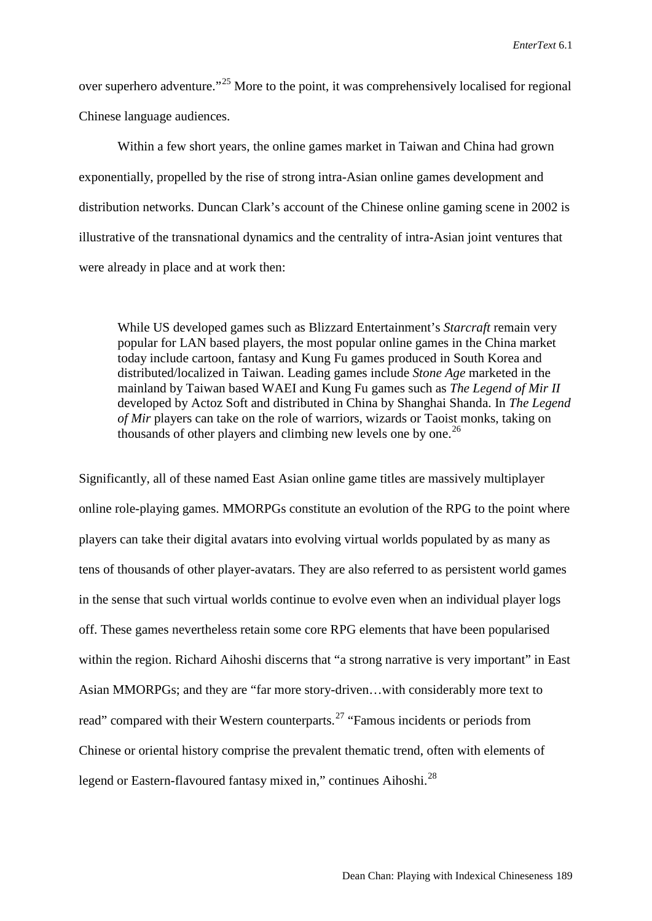over superhero adventure."[25] More to the point, it was comprehensively localised for regional Chinese language audiences.

Within a few short years, the online games market in Taiwan and China had grown exponentially, propelled by the rise of strong intra-Asian online games development and distribution networks. Duncan Clark's account of the Chinese online gaming scene in 2002 is illustrative of the transnational dynamics and the centrality of intra-Asian joint ventures that were already in place and at work then:

> While US developed games such as Blizzard Entertainment's *Starcraft* remain very popular for LAN based players, the most popular online games in the China market today include cartoon, fantasy and Kung Fu games produced in South Korea and distributed/localized in Taiwan. Leading games include *Stone Age* marketed in the mainland by Taiwan based WAEI and Kung Fu games such as *The Legend of Mir II* developed by Actoz Soft and distributed in China by Shanghai Shanda. In *The Legend of Mir* players can take on the role of warriors, wizards or Taoist monks, taking on thousands of other players and climbing new levels one by one.[26]

Significantly, all of these named East Asian online game titles are massively multiplayer online role-playing games. MMORPGs constitute an evolution of the RPG to the point where players can take their digital avatars into evolving virtual worlds populated by as many as tens of thousands of other player-avatars. They are also referred to as persistent world games in the sense that such virtual worlds continue to evolve even when an individual player logs off. These games nevertheless retain some core RPG elements that have been popularised within the region. Richard Aihoshi discerns that "a strong narrative is very important" in East Asian MMORPGs; and they are "far more story-driven…with considerably more text to read" compared with their Western counterparts.[27] "Famous incidents or periods from Chinese or oriental history comprise the prevalent thematic trend, often with elements of legend or Eastern-flavoured fantasy mixed in," continues Aihoshi.[28]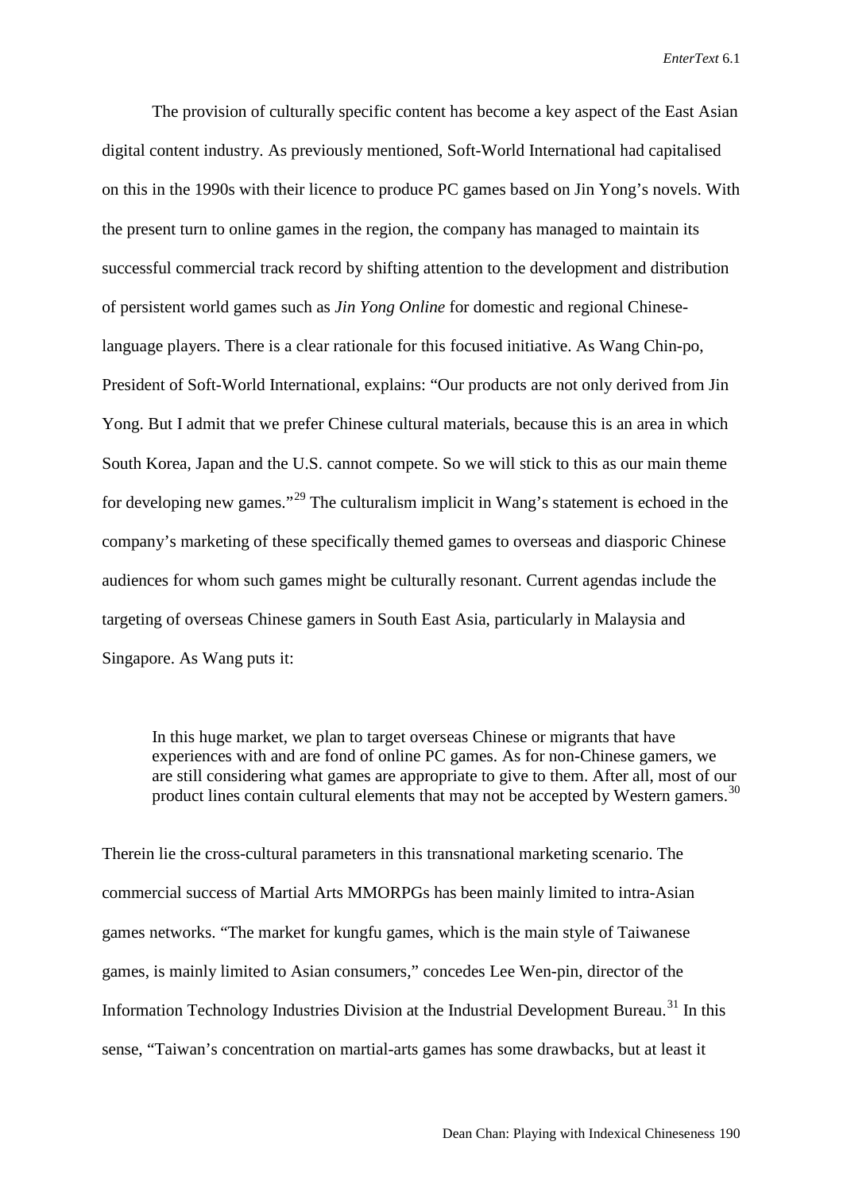The provision of culturally specific content has become a key aspect of the East Asian digital content industry. As previously mentioned, Soft-World International had capitalised on this in the 1990s with their licence to produce PC games based on Jin Yong's novels. With the present turn to online games in the region, the company has managed to maintain its successful commercial track record by shifting attention to the development and distribution of persistent world games such as *Jin Yong Online* for domestic and regional Chinese-language players. There is a clear rationale for this focused initiative. As Wang Chin-po, President of Soft-World International, explains: "Our products are not only derived from Jin Yong. But I admit that we prefer Chinese cultural materials, because this is an area in which South Korea, Japan and the U.S. cannot compete. So we will stick to this as our main theme for developing new games."[29] The culturalism implicit in Wang's statement is echoed in the company's marketing of these specifically themed games to overseas and diasporic Chinese audiences for whom such games might be culturally resonant. Current agendas include the targeting of overseas Chinese gamers in South East Asia, particularly in Malaysia and Singapore. As Wang puts it:

> In this huge market, we plan to target overseas Chinese or migrants that have experiences with and are fond of online PC games. As for non-Chinese gamers, we are still considering what games are appropriate to give to them. After all, most of our product lines contain cultural elements that may not be accepted by Western gamers.[30]

Therein lie the cross-cultural parameters in this transnational marketing scenario. The commercial success of Martial Arts MMORPGs has been mainly limited to intra-Asian games networks. "The market for kungfu games, which is the main style of Taiwanese games, is mainly limited to Asian consumers," concedes Lee Wen-pin, director of the Information Technology Industries Division at the Industrial Development Bureau.[31] In this sense, "Taiwan's concentration on martial-arts games has some drawbacks, but at least it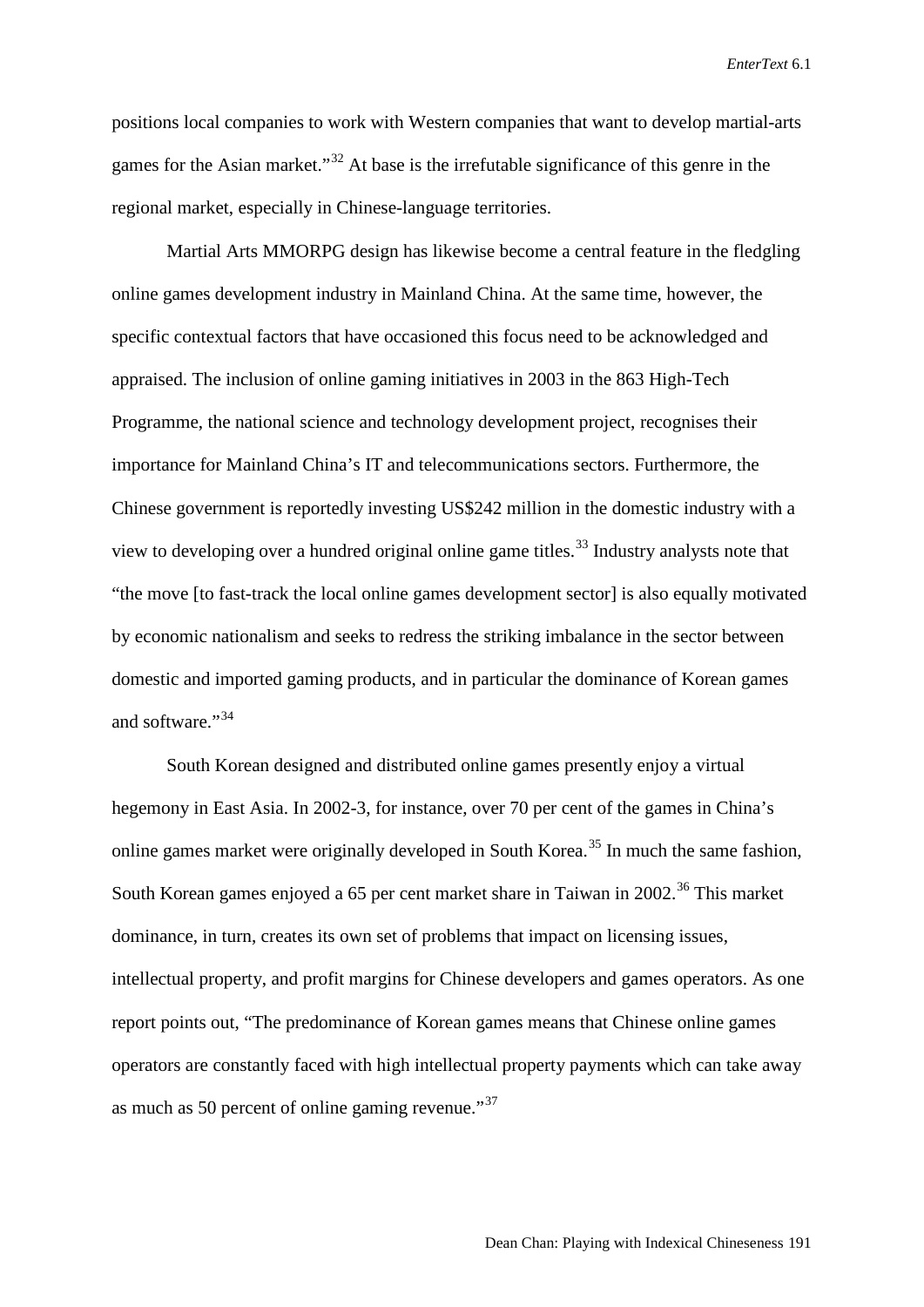positions local companies to work with Western companies that want to develop martial-arts games for the Asian market."[32] At base is the irrefutable significance of this genre in the regional market, especially in Chinese-language territories.

Martial Arts MMORPG design has likewise become a central feature in the fledgling online games development industry in Mainland China. At the same time, however, the specific contextual factors that have occasioned this focus need to be acknowledged and appraised. The inclusion of online gaming initiatives in 2003 in the 863 High-Tech Programme, the national science and technology development project, recognises their importance for Mainland China's IT and telecommunications sectors. Furthermore, the Chinese government is reportedly investing US$242 million in the domestic industry with a view to developing over a hundred original online game titles.[33] Industry analysts note that "the move [to fast-track the local online games development sector] is also equally motivated by economic nationalism and seeks to redress the striking imbalance in the sector between domestic and imported gaming products, and in particular the dominance of Korean games and software."[34]

South Korean designed and distributed online games presently enjoy a virtual hegemony in East Asia. In 2002-3, for instance, over 70 per cent of the games in China's online games market were originally developed in South Korea.[35] In much the same fashion, South Korean games enjoyed a 65 per cent market share in Taiwan in 2002.[36] This market dominance, in turn, creates its own set of problems that impact on licensing issues, intellectual property, and profit margins for Chinese developers and games operators. As one report points out, "The predominance of Korean games means that Chinese online games operators are constantly faced with high intellectual property payments which can take away as much as 50 percent of online gaming revenue."[37]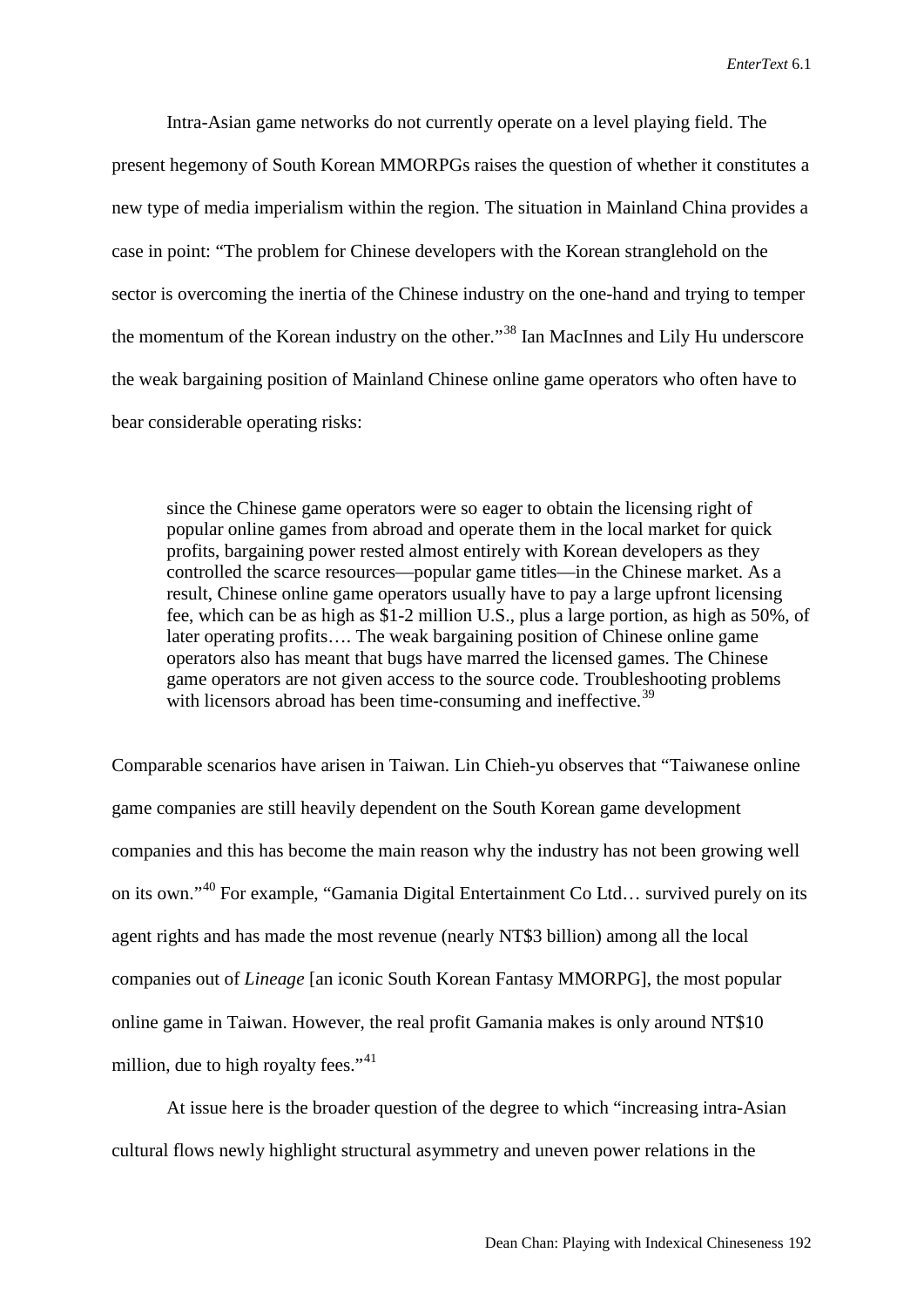Intra-Asian game networks do not currently operate on a level playing field. The present hegemony of South Korean MMORPGs raises the question of whether it constitutes a new type of media imperialism within the region. The situation in Mainland China provides a case in point: "The problem for Chinese developers with the Korean stranglehold on the sector is overcoming the inertia of the Chinese industry on the one-hand and trying to temper the momentum of the Korean industry on the other."[38] Ian MacInnes and Lily Hu underscore the weak bargaining position of Mainland Chinese online game operators who often have to bear considerable operating risks:

> since the Chinese game operators were so eager to obtain the licensing right of popular online games from abroad and operate them in the local market for quick profits, bargaining power rested almost entirely with Korean developers as they controlled the scarce resources—popular game titles—in the Chinese market. As a result, Chinese online game operators usually have to pay a large upfront licensing fee, which can be as high as $1-2 million U.S., plus a large portion, as high as 50%, of later operating profits…. The weak bargaining position of Chinese online game operators also has meant that bugs have marred the licensed games. The Chinese game operators are not given access to the source code. Troubleshooting problems with licensors abroad has been time-consuming and ineffective.[39]

Comparable scenarios have arisen in Taiwan. Lin Chieh-yu observes that "Taiwanese online game companies are still heavily dependent on the South Korean game development companies and this has become the main reason why the industry has not been growing well on its own."[40] For example, "Gamania Digital Entertainment Co Ltd… survived purely on its agent rights and has made the most revenue (nearly NT$3 billion) among all the local companies out of *Lineage* [an iconic South Korean Fantasy MMORPG], the most popular online game in Taiwan. However, the real profit Gamania makes is only around NT$10 million, due to high royalty fees."[41]

At issue here is the broader question of the degree to which "increasing intra-Asian cultural flows newly highlight structural asymmetry and uneven power relations in the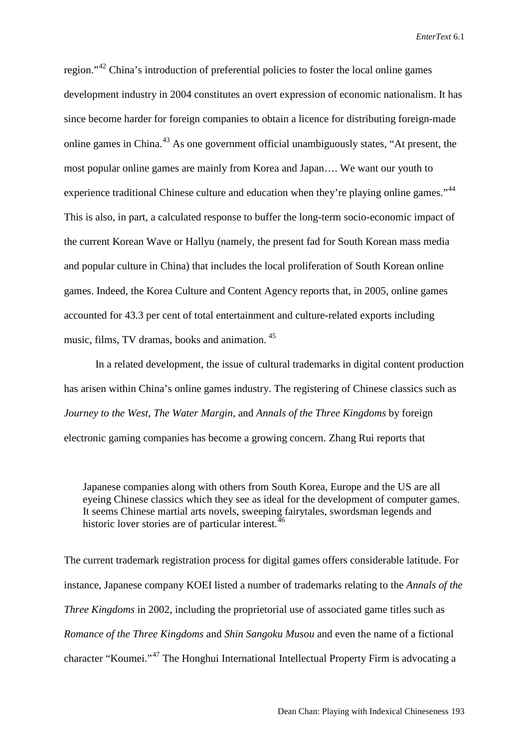region."[42] China's introduction of preferential policies to foster the local online games development industry in 2004 constitutes an overt expression of economic nationalism. It has since become harder for foreign companies to obtain a licence for distributing foreign-made online games in China.[43] As one government official unambiguously states, "At present, the most popular online games are mainly from Korea and Japan…. We want our youth to experience traditional Chinese culture and education when they're playing online games."[44] This is also, in part, a calculated response to buffer the long-term socio-economic impact of the current Korean Wave or Hallyu (namely, the present fad for South Korean mass media and popular culture in China) that includes the local proliferation of South Korean online games. Indeed, the Korea Culture and Content Agency reports that, in 2005, online games accounted for 43.3 per cent of total entertainment and culture-related exports including music, films, TV dramas, books and animation. [45]

In a related development, the issue of cultural trademarks in digital content production has arisen within China's online games industry. The registering of Chinese classics such as *Journey to the West*, *The Water Margin*, and *Annals of the Three Kingdoms* by foreign electronic gaming companies has become a growing concern. Zhang Rui reports that

> Japanese companies along with others from South Korea, Europe and the US are all eyeing Chinese classics which they see as ideal for the development of computer games. It seems Chinese martial arts novels, sweeping fairytales, swordsman legends and historic lover stories are of particular interest.[46]

The current trademark registration process for digital games offers considerable latitude. For instance, Japanese company KOEI listed a number of trademarks relating to the *Annals of the Three Kingdoms* in 2002, including the proprietorial use of associated game titles such as *Romance of the Three Kingdoms* and *Shin Sangoku Musou* and even the name of a fictional character "Koumei."[47] The Honghui International Intellectual Property Firm is advocating a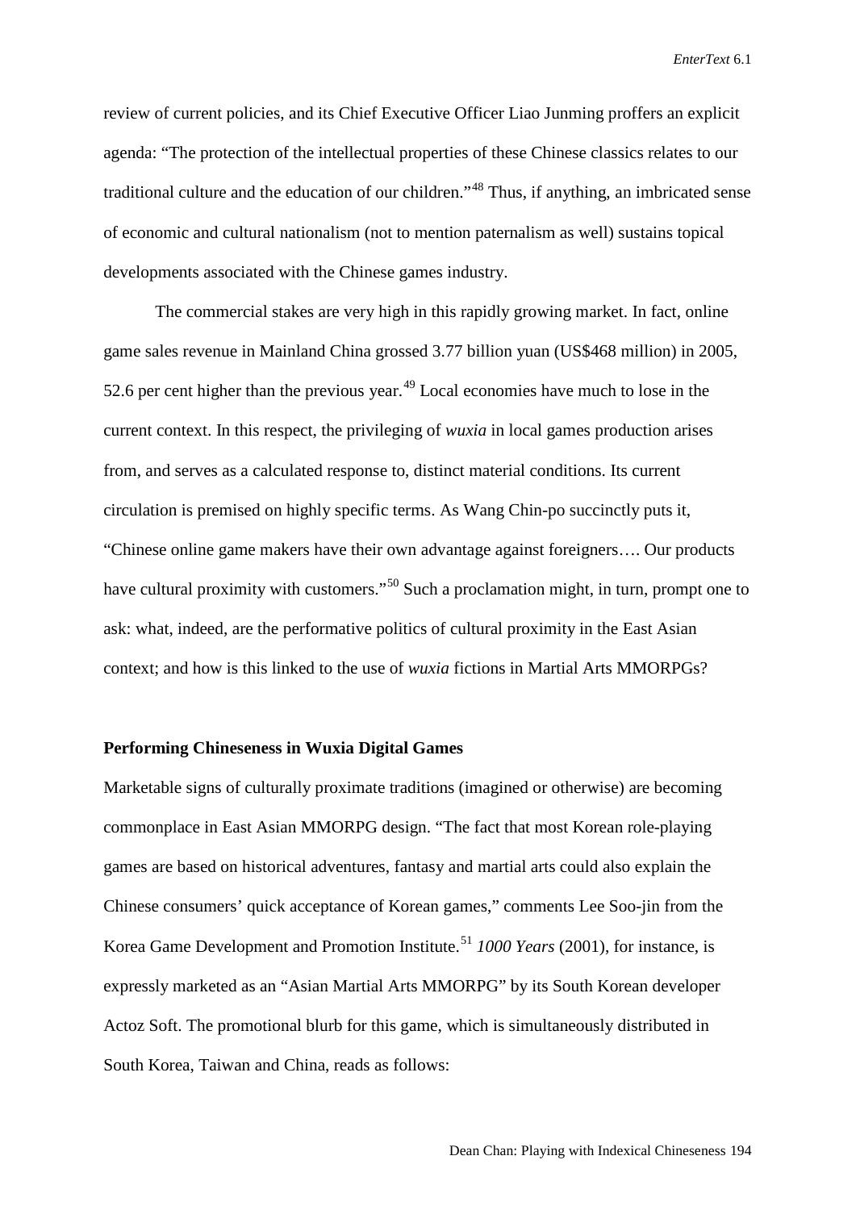review of current policies, and its Chief Executive Officer Liao Junming proffers an explicit agenda: "The protection of the intellectual properties of these Chinese classics relates to our traditional culture and the education of our children."[48] Thus, if anything, an imbricated sense of economic and cultural nationalism (not to mention paternalism as well) sustains topical developments associated with the Chinese games industry.

The commercial stakes are very high in this rapidly growing market. In fact, online game sales revenue in Mainland China grossed 3.77 billion yuan (US$468 million) in 2005, 52.6 per cent higher than the previous year.[49] Local economies have much to lose in the current context. In this respect, the privileging of *wuxia* in local games production arises from, and serves as a calculated response to, distinct material conditions. Its current circulation is premised on highly specific terms. As Wang Chin-po succinctly puts it, "Chinese online game makers have their own advantage against foreigners…. Our products have cultural proximity with customers."[50] Such a proclamation might, in turn, prompt one to ask: what, indeed, are the performative politics of cultural proximity in the East Asian context; and how is this linked to the use of *wuxia* fictions in Martial Arts MMORPGs?

**Performing Chineseness in Wuxia Digital Games**

Marketable signs of culturally proximate traditions (imagined or otherwise) are becoming commonplace in East Asian MMORPG design. "The fact that most Korean role-playing games are based on historical adventures, fantasy and martial arts could also explain the Chinese consumers' quick acceptance of Korean games," comments Lee Soo-jin from the Korea Game Development and Promotion Institute.[51] *1000 Years* (2001), for instance, is expressly marketed as an "Asian Martial Arts MMORPG" by its South Korean developer Actoz Soft. The promotional blurb for this game, which is simultaneously distributed in South Korea, Taiwan and China, reads as follows: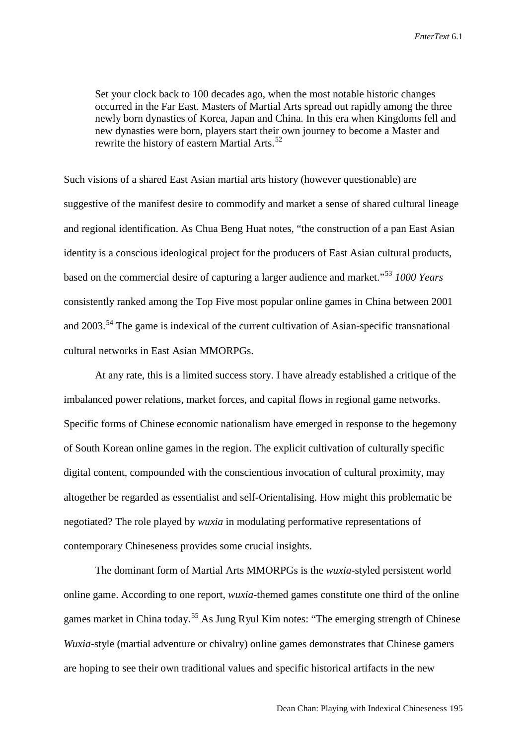> Set your clock back to 100 decades ago, when the most notable historic changes occurred in the Far East. Masters of Martial Arts spread out rapidly among the three newly born dynasties of Korea, Japan and China. In this era when Kingdoms fell and new dynasties were born, players start their own journey to become a Master and rewrite the history of eastern Martial Arts.[52]

Such visions of a shared East Asian martial arts history (however questionable) are suggestive of the manifest desire to commodify and market a sense of shared cultural lineage and regional identification. As Chua Beng Huat notes, "the construction of a pan East Asian identity is a conscious ideological project for the producers of East Asian cultural products, based on the commercial desire of capturing a larger audience and market."[53] *1000 Years* consistently ranked among the Top Five most popular online games in China between 2001 and 2003.[54] The game is indexical of the current cultivation of Asian-specific transnational cultural networks in East Asian MMORPGs.

At any rate, this is a limited success story. I have already established a critique of the imbalanced power relations, market forces, and capital flows in regional game networks. Specific forms of Chinese economic nationalism have emerged in response to the hegemony of South Korean online games in the region. The explicit cultivation of culturally specific digital content, compounded with the conscientious invocation of cultural proximity, may altogether be regarded as essentialist and self-Orientalising. How might this problematic be negotiated? The role played by *wuxia* in modulating performative representations of contemporary Chineseness provides some crucial insights.

The dominant form of Martial Arts MMORPGs is the *wuxia*-styled persistent world online game. According to one report, *wuxia*-themed games constitute one third of the online games market in China today.[55] As Jung Ryul Kim notes: "The emerging strength of Chinese *Wuxia*-style (martial adventure or chivalry) online games demonstrates that Chinese gamers are hoping to see their own traditional values and specific historical artifacts in the new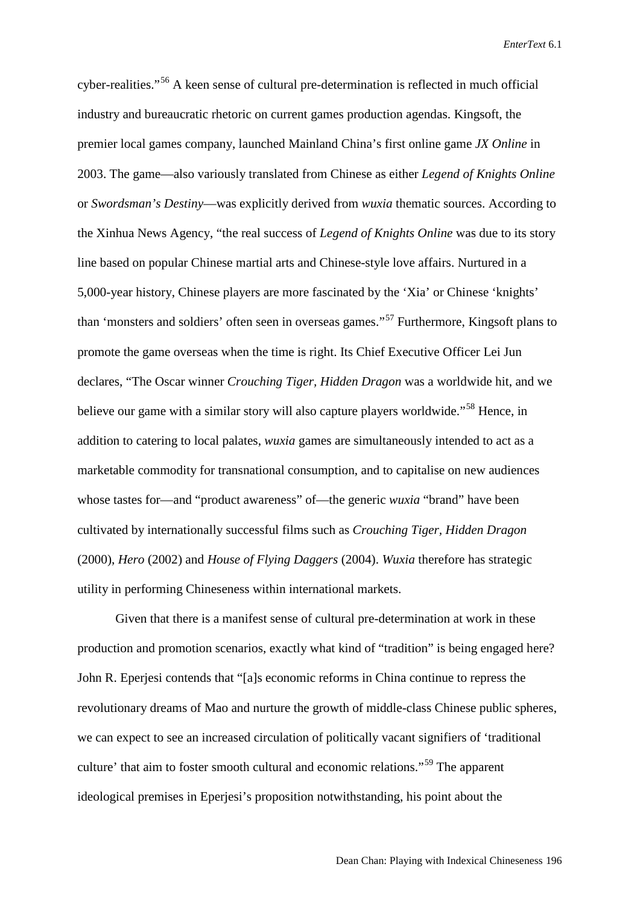cyber-realities."[56] A keen sense of cultural pre-determination is reflected in much official industry and bureaucratic rhetoric on current games production agendas. Kingsoft, the premier local games company, launched Mainland China's first online game *JX Online* in 2003. The game—also variously translated from Chinese as either *Legend of Knights Online* or *Swordsman's Destiny*—was explicitly derived from *wuxia* thematic sources. According to the Xinhua News Agency, "the real success of *Legend of Knights Online* was due to its story line based on popular Chinese martial arts and Chinese-style love affairs. Nurtured in a 5,000-year history, Chinese players are more fascinated by the 'Xia' or Chinese 'knights' than 'monsters and soldiers' often seen in overseas games."[57] Furthermore, Kingsoft plans to promote the game overseas when the time is right. Its Chief Executive Officer Lei Jun declares, "The Oscar winner *Crouching Tiger, Hidden Dragon* was a worldwide hit, and we believe our game with a similar story will also capture players worldwide."[58] Hence, in addition to catering to local palates, *wuxia* games are simultaneously intended to act as a marketable commodity for transnational consumption, and to capitalise on new audiences whose tastes for—and "product awareness" of—the generic *wuxia* "brand" have been cultivated by internationally successful films such as *Crouching Tiger, Hidden Dragon* (2000), *Hero* (2002) and *House of Flying Daggers* (2004). *Wuxia* therefore has strategic utility in performing Chineseness within international markets.

Given that there is a manifest sense of cultural pre-determination at work in these production and promotion scenarios, exactly what kind of "tradition" is being engaged here? John R. Eperjesi contends that "[a]s economic reforms in China continue to repress the revolutionary dreams of Mao and nurture the growth of middle-class Chinese public spheres, we can expect to see an increased circulation of politically vacant signifiers of 'traditional culture' that aim to foster smooth cultural and economic relations."[59] The apparent ideological premises in Eperjesi's proposition notwithstanding, his point about the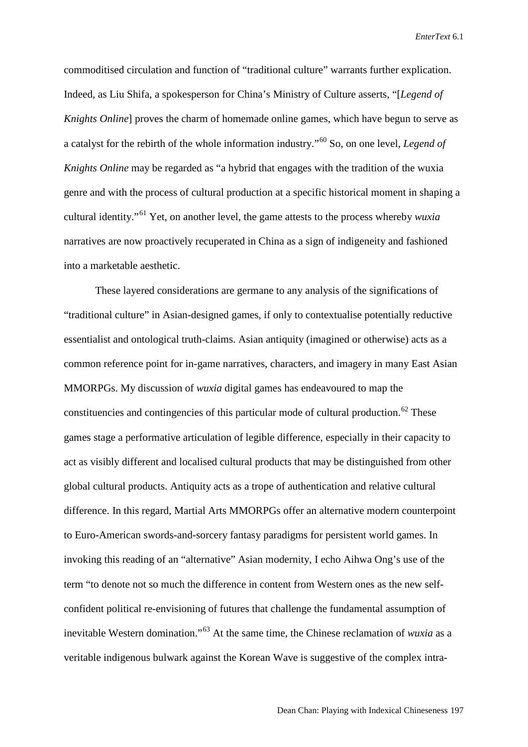commoditised circulation and function of "traditional culture" warrants further explication. Indeed, as Liu Shifa, a spokesperson for China's Ministry of Culture asserts, "[*Legend of Knights Online*] proves the charm of homemade online games, which have begun to serve as a catalyst for the rebirth of the whole information industry."[60] So, on one level, *Legend of Knights Online* may be regarded as "a hybrid that engages with the tradition of the wuxia genre and with the process of cultural production at a specific historical moment in shaping a cultural identity."[61] Yet, on another level, the game attests to the process whereby *wuxia* narratives are now proactively recuperated in China as a sign of indigeneity and fashioned into a marketable aesthetic.

These layered considerations are germane to any analysis of the significations of "traditional culture" in Asian-designed games, if only to contextualise potentially reductive essentialist and ontological truth-claims. Asian antiquity (imagined or otherwise) acts as a common reference point for in-game narratives, characters, and imagery in many East Asian MMORPGs. My discussion of *wuxia* digital games has endeavoured to map the constituencies and contingencies of this particular mode of cultural production.[62] These games stage a performative articulation of legible difference, especially in their capacity to act as visibly different and localised cultural products that may be distinguished from other global cultural products. Antiquity acts as a trope of authentication and relative cultural difference. In this regard, Martial Arts MMORPGs offer an alternative modern counterpoint to Euro-American swords-and-sorcery fantasy paradigms for persistent world games. In invoking this reading of an "alternative" Asian modernity, I echo Aihwa Ong's use of the term "to denote not so much the difference in content from Western ones as the new self-confident political re-envisioning of futures that challenge the fundamental assumption of inevitable Western domination."[63] At the same time, the Chinese reclamation of *wuxia* as a veritable indigenous bulwark against the Korean Wave is suggestive of the complex intra-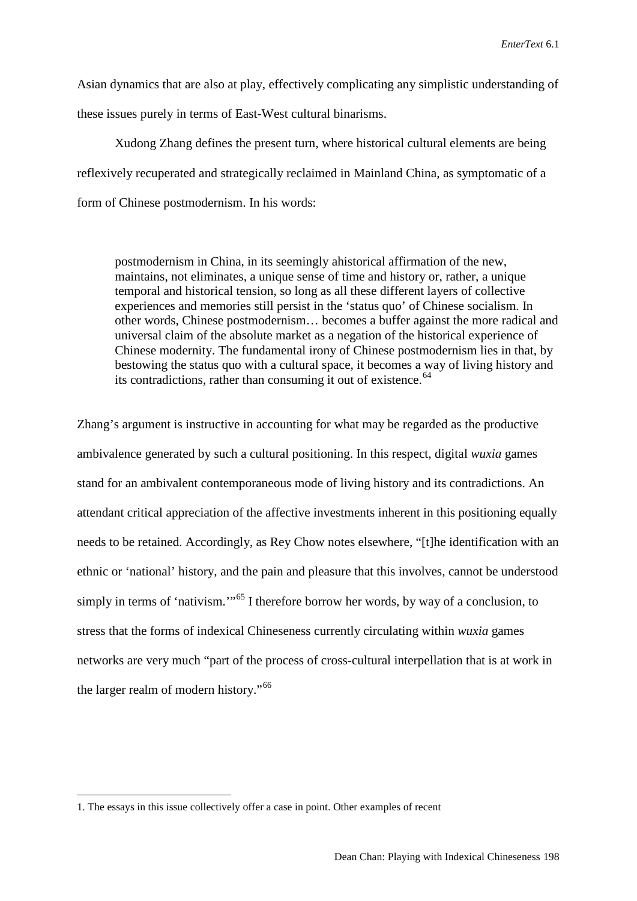Asian dynamics that are also at play, effectively complicating any simplistic understanding of these issues purely in terms of East-West cultural binarisms.

Xudong Zhang defines the present turn, where historical cultural elements are being reflexively recuperated and strategically reclaimed in Mainland China, as symptomatic of a form of Chinese postmodernism. In his words:

> postmodernism in China, in its seemingly ahistorical affirmation of the new, maintains, not eliminates, a unique sense of time and history or, rather, a unique temporal and historical tension, so long as all these different layers of collective experiences and memories still persist in the 'status quo' of Chinese socialism. In other words, Chinese postmodernism… becomes a buffer against the more radical and universal claim of the absolute market as a negation of the historical experience of Chinese modernity. The fundamental irony of Chinese postmodernism lies in that, by bestowing the status quo with a cultural space, it becomes a way of living history and its contradictions, rather than consuming it out of existence.[64]

Zhang's argument is instructive in accounting for what may be regarded as the productive ambivalence generated by such a cultural positioning. In this respect, digital *wuxia* games stand for an ambivalent contemporaneous mode of living history and its contradictions. An attendant critical appreciation of the affective investments inherent in this positioning equally needs to be retained. Accordingly, as Rey Chow notes elsewhere, "[t]he identification with an ethnic or 'national' history, and the pain and pleasure that this involves, cannot be understood simply in terms of 'nativism.'"[65] I therefore borrow her words, by way of a conclusion, to stress that the forms of indexical Chineseness currently circulating within *wuxia* games networks are very much "part of the process of cross-cultural interpellation that is at work in the larger realm of modern history."[66]

---

1. The essays in this issue collectively offer a case in point. Other examples of recent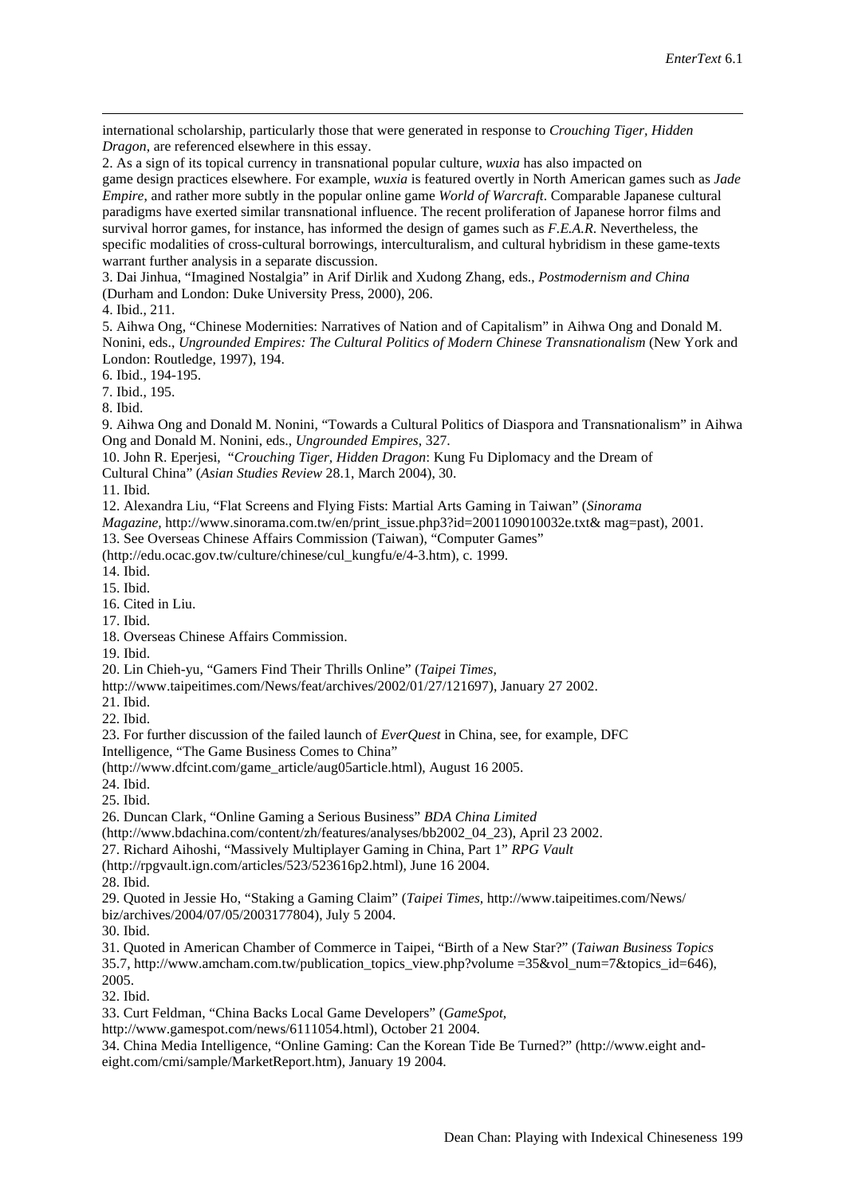international scholarship, particularly those that were generated in response to *Crouching Tiger, Hidden Dragon*, are referenced elsewhere in this essay.

2. As a sign of its topical currency in transnational popular culture, *wuxia* has also impacted on game design practices elsewhere. For example, *wuxia* is featured overtly in North American games such as *Jade Empire*, and rather more subtly in the popular online game *World of Warcraft*. Comparable Japanese cultural paradigms have exerted similar transnational influence. The recent proliferation of Japanese horror films and survival horror games, for instance, has informed the design of games such as *F.E.A.R.* Nevertheless, the specific modalities of cross-cultural borrowings, interculturalism, and cultural hybridism in these game-texts warrant further analysis in a separate discussion.

3. Dai Jinhua, "Imagined Nostalgia" in Arif Dirlik and Xudong Zhang, eds., *Postmodernism and China* (Durham and London: Duke University Press, 2000), 206.

4. Ibid., 211.

5. Aihwa Ong, "Chinese Modernities: Narratives of Nation and of Capitalism" in Aihwa Ong and Donald M. Nonini, eds., *Ungrounded Empires: The Cultural Politics of Modern Chinese Transnationalism* (New York and London: Routledge, 1997), 194.

6. Ibid., 194-195.

7. Ibid., 195.

8. Ibid.

9. Aihwa Ong and Donald M. Nonini, "Towards a Cultural Politics of Diaspora and Transnationalism" in Aihwa Ong and Donald M. Nonini, eds., *Ungrounded Empires*, 327.

10. John R. Eperjesi, "*Crouching Tiger, Hidden Dragon*: Kung Fu Diplomacy and the Dream of Cultural China" (*Asian Studies Review* 28.1, March 2004), 30.

11. Ibid.

12. Alexandra Liu, "Flat Screens and Flying Fists: Martial Arts Gaming in Taiwan" (*Sinorama Magazine*, http://www.sinorama.com.tw/en/print_issue.php3?id=2001109010032e.txt& mag=past), 2001.

13. See Overseas Chinese Affairs Commission (Taiwan), "Computer Games" (http://edu.ocac.gov.tw/culture/chinese/cul_kungfu/e/4-3.htm), c. 1999.

14. Ibid.

15. Ibid.

16. Cited in Liu.

17. Ibid.

18. Overseas Chinese Affairs Commission.

19. Ibid.

20. Lin Chieh-yu, "Gamers Find Their Thrills Online" (*Taipei Times*, http://www.taipeitimes.com/News/feat/archives/2002/01/27/121697), January 27 2002.

21. Ibid.

22. Ibid.

23. For further discussion of the failed launch of *EverQuest* in China, see, for example, DFC Intelligence, "The Game Business Comes to China" (http://www.dfcint.com/game_article/aug05article.html), August 16 2005.

24. Ibid.

25. Ibid.

26. Duncan Clark, "Online Gaming a Serious Business" *BDA China Limited* (http://www.bdachina.com/content/zh/features/analyses/bb2002_04_23), April 23 2002.

27. Richard Aihoshi, "Massively Multiplayer Gaming in China, Part 1" *RPG Vault* (http://rpgvault.ign.com/articles/523/523616p2.html), June 16 2004.

28. Ibid.

29. Quoted in Jessie Ho, "Staking a Gaming Claim" (*Taipei Times*, http://www.taipeitimes.com/News/biz/archives/2004/07/05/2003177804), July 5 2004.

30. Ibid.

31. Quoted in American Chamber of Commerce in Taipei, "Birth of a New Star?" (*Taiwan Business Topics* 35.7, http://www.amcham.com.tw/publication_topics_view.php?volume =35&vol_num=7&topics_id=646), 2005.

32. Ibid.

33. Curt Feldman, "China Backs Local Game Developers" (*GameSpot*, http://www.gamespot.com/news/6111054.html), October 21 2004.

34. China Media Intelligence, "Online Gaming: Can the Korean Tide Be Turned?" (http://www.eight and-eight.com/cmi/sample/MarketReport.htm), January 19 2004.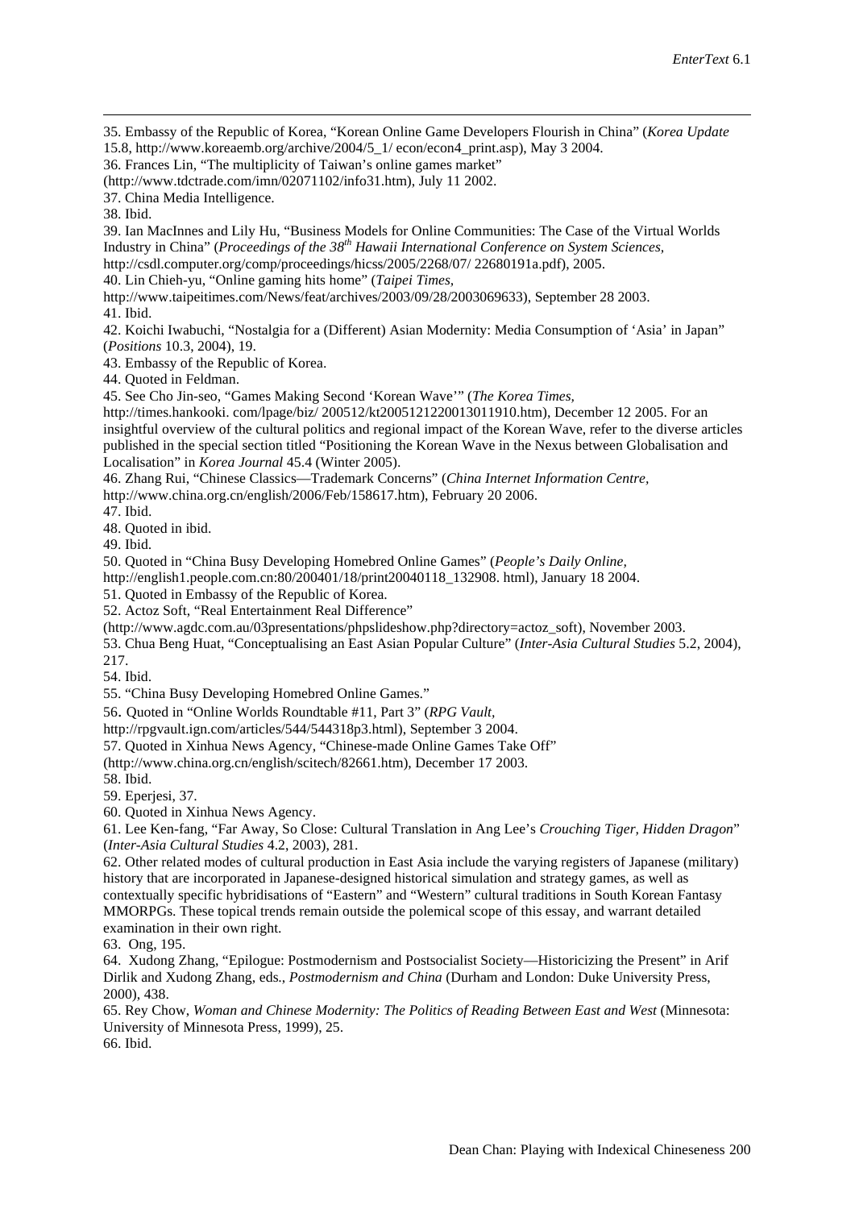35. Embassy of the Republic of Korea, "Korean Online Game Developers Flourish in China" (*Korea Update* 15.8, http://www.koreaemb.org/archive/2004/5_1/ econ/econ4_print.asp), May 3 2004.

36. Frances Lin, "The multiplicity of Taiwan's online games market" (http://www.tdctrade.com/imn/02071102/info31.htm), July 11 2002.

37. China Media Intelligence.

38. Ibid.

39. Ian MacInnes and Lily Hu, "Business Models for Online Communities: The Case of the Virtual Worlds Industry in China" (*Proceedings of the 38th Hawaii International Conference on System Sciences,* http://csdl.computer.org/comp/proceedings/hicss/2005/2268/07/ 22680191a.pdf), 2005.

40. Lin Chieh-yu, "Online gaming hits home" (*Taipei Times,* http://www.taipeitimes.com/News/feat/archives/2003/09/28/2003069633), September 28 2003.

41. Ibid.

42. Koichi Iwabuchi, "Nostalgia for a (Different) Asian Modernity: Media Consumption of 'Asia' in Japan" (*Positions* 10.3, 2004), 19.

43. Embassy of the Republic of Korea.

44. Quoted in Feldman.

45. See Cho Jin-seo, "Games Making Second 'Korean Wave'" (*The Korea Times,* http://times.hankooki. com/lpage/biz/ 200512/kt2005121220013011910.htm), December 12 2005. For an insightful overview of the cultural politics and regional impact of the Korean Wave, refer to the diverse articles published in the special section titled "Positioning the Korean Wave in the Nexus between Globalisation and Localisation" in *Korea Journal* 45.4 (Winter 2005).

46. Zhang Rui, "Chinese Classics—Trademark Concerns" (*China Internet Information Centre,* http://www.china.org.cn/english/2006/Feb/158617.htm), February 20 2006.

47. Ibid.

48. Quoted in ibid.

49. Ibid.

50. Quoted in "China Busy Developing Homebred Online Games" (*People's Daily Online,* http://english1.people.com.cn:80/200401/18/print20040118_132908. html), January 18 2004.

51. Quoted in Embassy of the Republic of Korea.

52. Actoz Soft, "Real Entertainment Real Difference" (http://www.agdc.com.au/03presentations/phpslideshow.php?directory=actoz_soft), November 2003.

53. Chua Beng Huat, "Conceptualising an East Asian Popular Culture" (*Inter-Asia Cultural Studies* 5.2, 2004), 217.

54. Ibid.

55. "China Busy Developing Homebred Online Games."

56. Quoted in "Online Worlds Roundtable #11, Part 3" (*RPG Vault,* http://rpgvault.ign.com/articles/544/544318p3.html), September 3 2004.

57. Quoted in Xinhua News Agency, "Chinese-made Online Games Take Off" (http://www.china.org.cn/english/scitech/82661.htm), December 17 2003.

58. Ibid.

59. Eperjesi, 37.

60. Quoted in Xinhua News Agency.

61. Lee Ken-fang, "Far Away, So Close: Cultural Translation in Ang Lee's *Crouching Tiger, Hidden Dragon*" (*Inter-Asia Cultural Studies* 4.2, 2003), 281.

62. Other related modes of cultural production in East Asia include the varying registers of Japanese (military) history that are incorporated in Japanese-designed historical simulation and strategy games, as well as contextually specific hybridisations of "Eastern" and "Western" cultural traditions in South Korean Fantasy MMORPGs. These topical trends remain outside the polemical scope of this essay, and warrant detailed examination in their own right.

63. Ong, 195.

64. Xudong Zhang, "Epilogue: Postmodernism and Postsocialist Society—Historicizing the Present" in Arif Dirlik and Xudong Zhang, eds., *Postmodernism and China* (Durham and London: Duke University Press, 2000), 438.

65. Rey Chow, *Woman and Chinese Modernity: The Politics of Reading Between East and West* (Minnesota: University of Minnesota Press, 1999), 25.

66. Ibid.